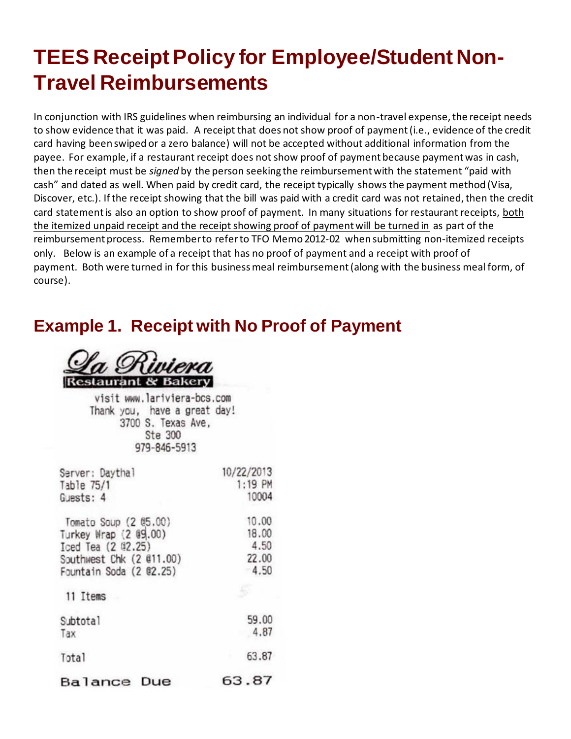# TEES Receipt Policy for Employee/Student Non-Travel Reimbursements

In conjunction with IRS guidelines when reimbursing an individual for a non-travel expense, the receipt needs to show evidence that it was paid. A receipt that does not show proof of payment (i.e., evidence of the credit card having been swiped or a zero balance) will not be accepted without additional information from the payee. For example, if a restaurant receipt does not show proof of payment because payment was in cash, then the receipt must be *signed* by the person seeking the reimbursement with the statement "paid with cash" and dated as well. When paid by credit card, the receipt typically shows the payment method (Visa, Discover, etc.). If the receipt showing that the bill was paid with a credit card was not retained, then the credit card statement is also an option to show proof of payment. In many situations for restaurant receipts, both the itemized unpaid receipt and the receipt showing proof of payment will be turned in as part of the reimbursement process. Remember to refer to TFO Memo 2012-02 when submitting non-itemized receipts only. Below is an example of a receipt that has no proof of payment and a receipt with proof of payment. Both were turned in for this business meal reimbursement (along with the business meal form, of course).

## Example 1. Receipt with No Proof of Payment

La Riviera
Restaurant & Bakery

visit www.lariviera-bcs.com
Thank you, have a great day!
3700 S. Texas Ave,
Ste 300
979-846-5913

| | |
|---|---|
| Server: Daythal | 10/22/2013 |
| Table 75/1 | 1:19 PM |
| Guests: 4 | 10004 |
| Tomato Soup (2 @5.00) | 10.00 |
| Turkey Wrap (2 @9.00) | 18.00 |
| Iced Tea (2 @2.25) | 4.50 |
| Southwest Chk (2 @11.00) | 22.00 |
| Fountain Soda (2 @2.25) | 4.50 |
| 11 Items | |
| Subtotal | 59.00 |
| Tax | 4.87 |
| Total | 63.87 |
| Balance Due | 63.87 |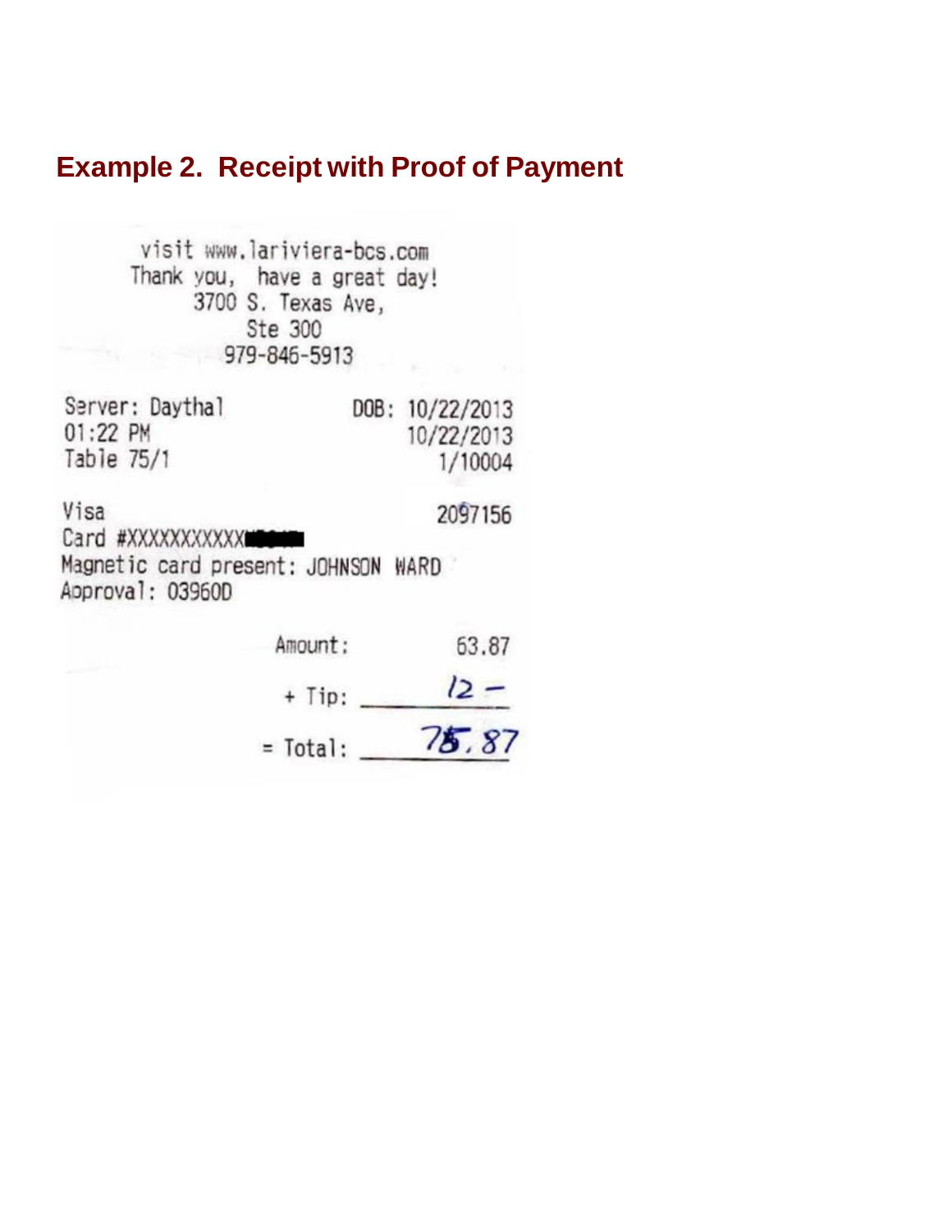## Example 2. Receipt with Proof of Payment

visit www.lariviera-bcs.com
Thank you, have a great day!
3700 S. Texas Ave,
Ste 300
979-846-5913

Server: Daythal DOB: 10/22/2013
01:22 PM 10/22/2013
Table 75/1 1/10004

Visa 2097156
Card #XXXXXXXXXXX
Magnetic card present: JOHNSON WARD
Approval: 03960D

| | |
|---|---|
| Amount: | 63.87 |
| + Tip: | 12 – |
| = Total: | 75.87 |